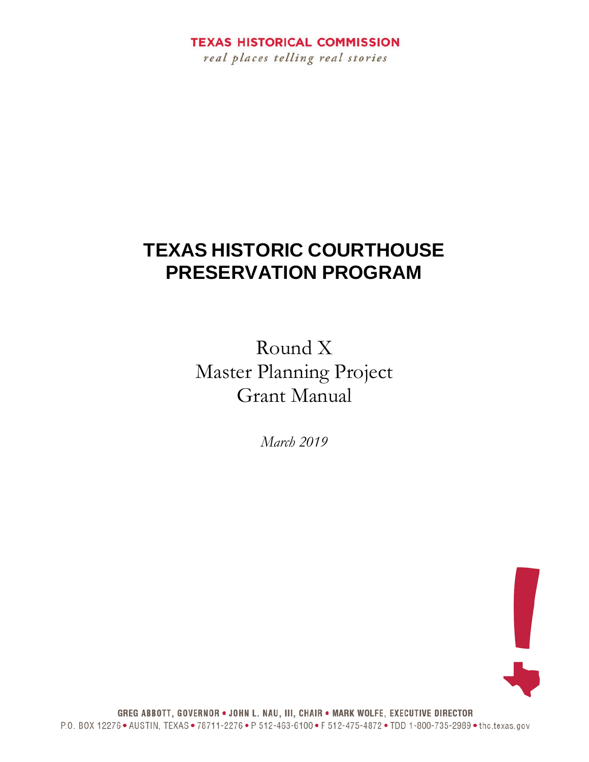TEXAS HISTORICAL COMMISSION

*real places telling real stories*

# TEXAS HISTORIC COURTHOUSE PRESERVATION PROGRAM

Round X
Master Planning Project
Grant Manual

*March 2019*

GREG ABBOTT, GOVERNOR • JOHN L. NAU, III, CHAIR • MARK WOLFE, EXECUTIVE DIRECTOR

P.O. BOX 12276 • AUSTIN, TEXAS • 78711-2276 • P 512-463-6100 • F 512-475-4872 • TDD 1-800-735-2989 • thc.texas.gov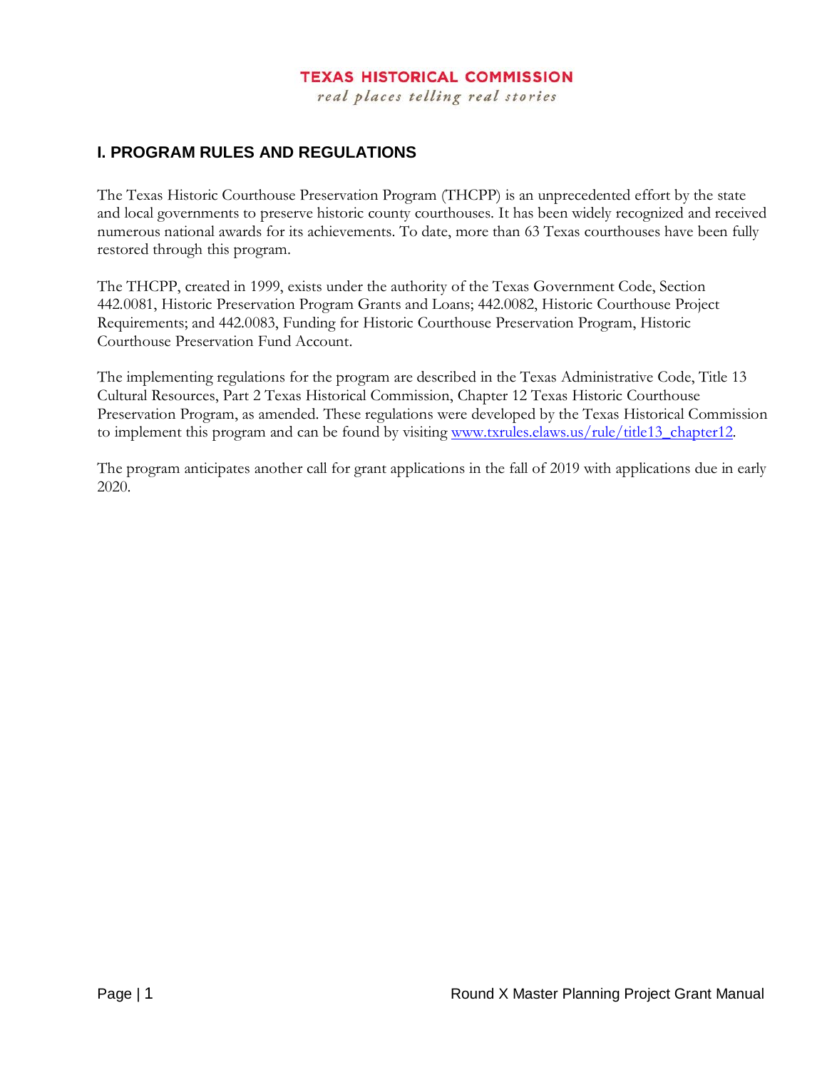# I. PROGRAM RULES AND REGULATIONS

The Texas Historic Courthouse Preservation Program (THCPP) is an unprecedented effort by the state and local governments to preserve historic county courthouses. It has been widely recognized and received numerous national awards for its achievements. To date, more than 63 Texas courthouses have been fully restored through this program.

The THCPP, created in 1999, exists under the authority of the Texas Government Code, Section 442.0081, Historic Preservation Program Grants and Loans; 442.0082, Historic Courthouse Project Requirements; and 442.0083, Funding for Historic Courthouse Preservation Program, Historic Courthouse Preservation Fund Account.

The implementing regulations for the program are described in the Texas Administrative Code, Title 13 Cultural Resources, Part 2 Texas Historical Commission, Chapter 12 Texas Historic Courthouse Preservation Program, as amended. These regulations were developed by the Texas Historical Commission to implement this program and can be found by visiting www.txrules.elaws.us/rule/title13_chapter12.

The program anticipates another call for grant applications in the fall of 2019 with applications due in early 2020.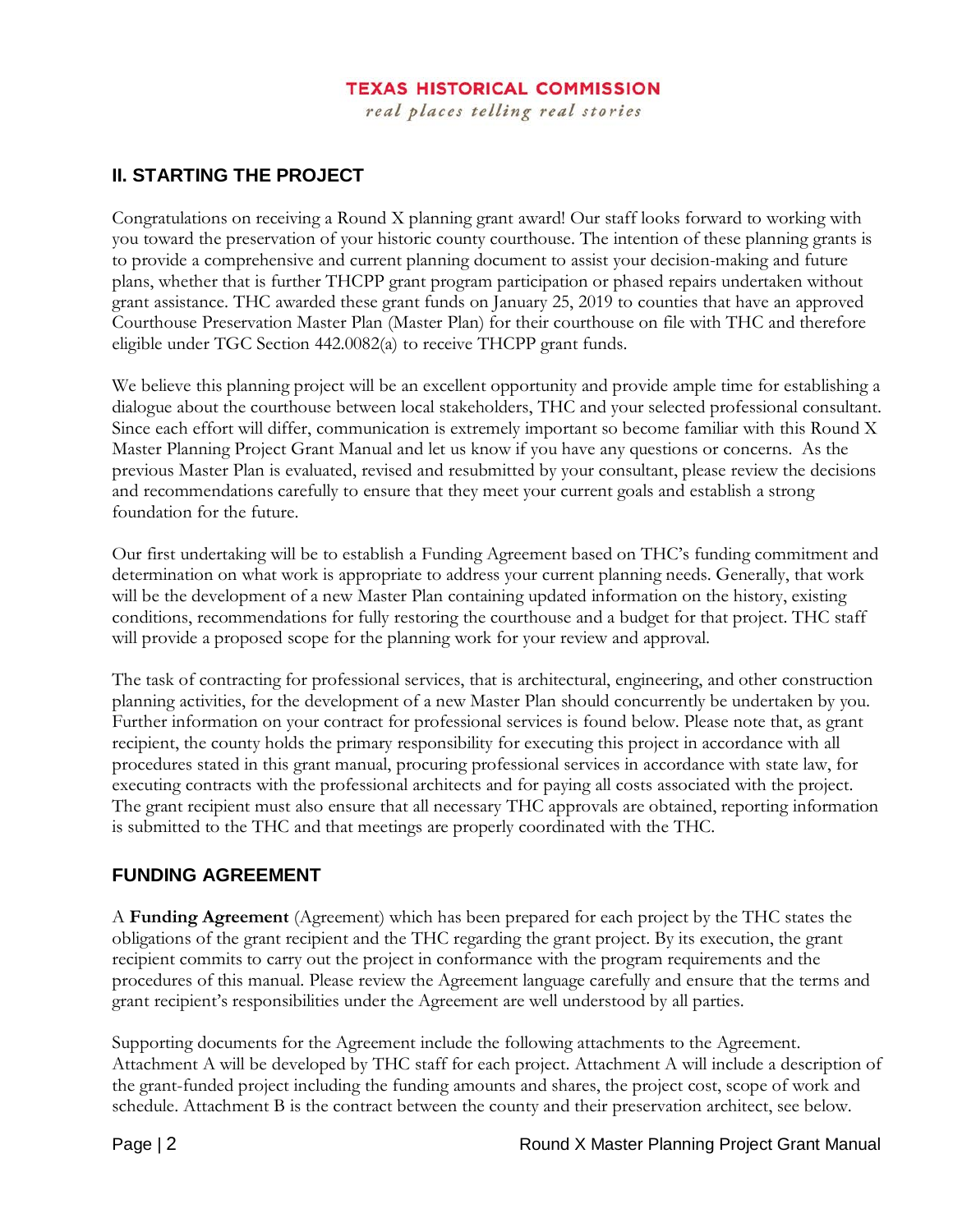## II. STARTING THE PROJECT

Congratulations on receiving a Round X planning grant award! Our staff looks forward to working with you toward the preservation of your historic county courthouse. The intention of these planning grants is to provide a comprehensive and current planning document to assist your decision-making and future plans, whether that is further THCPP grant program participation or phased repairs undertaken without grant assistance. THC awarded these grant funds on January 25, 2019 to counties that have an approved Courthouse Preservation Master Plan (Master Plan) for their courthouse on file with THC and therefore eligible under TGC Section 442.0082(a) to receive THCPP grant funds.

We believe this planning project will be an excellent opportunity and provide ample time for establishing a dialogue about the courthouse between local stakeholders, THC and your selected professional consultant. Since each effort will differ, communication is extremely important so become familiar with this Round X Master Planning Project Grant Manual and let us know if you have any questions or concerns. As the previous Master Plan is evaluated, revised and resubmitted by your consultant, please review the decisions and recommendations carefully to ensure that they meet your current goals and establish a strong foundation for the future.

Our first undertaking will be to establish a Funding Agreement based on THC's funding commitment and determination on what work is appropriate to address your current planning needs. Generally, that work will be the development of a new Master Plan containing updated information on the history, existing conditions, recommendations for fully restoring the courthouse and a budget for that project. THC staff will provide a proposed scope for the planning work for your review and approval.

The task of contracting for professional services, that is architectural, engineering, and other construction planning activities, for the development of a new Master Plan should concurrently be undertaken by you. Further information on your contract for professional services is found below. Please note that, as grant recipient, the county holds the primary responsibility for executing this project in accordance with all procedures stated in this grant manual, procuring professional services in accordance with state law, for executing contracts with the professional architects and for paying all costs associated with the project. The grant recipient must also ensure that all necessary THC approvals are obtained, reporting information is submitted to the THC and that meetings are properly coordinated with the THC.

## FUNDING AGREEMENT

A **Funding Agreement** (Agreement) which has been prepared for each project by the THC states the obligations of the grant recipient and the THC regarding the grant project. By its execution, the grant recipient commits to carry out the project in conformance with the program requirements and the procedures of this manual. Please review the Agreement language carefully and ensure that the terms and grant recipient's responsibilities under the Agreement are well understood by all parties.

Supporting documents for the Agreement include the following attachments to the Agreement. Attachment A will be developed by THC staff for each project. Attachment A will include a description of the grant-funded project including the funding amounts and shares, the project cost, scope of work and schedule. Attachment B is the contract between the county and their preservation architect, see below.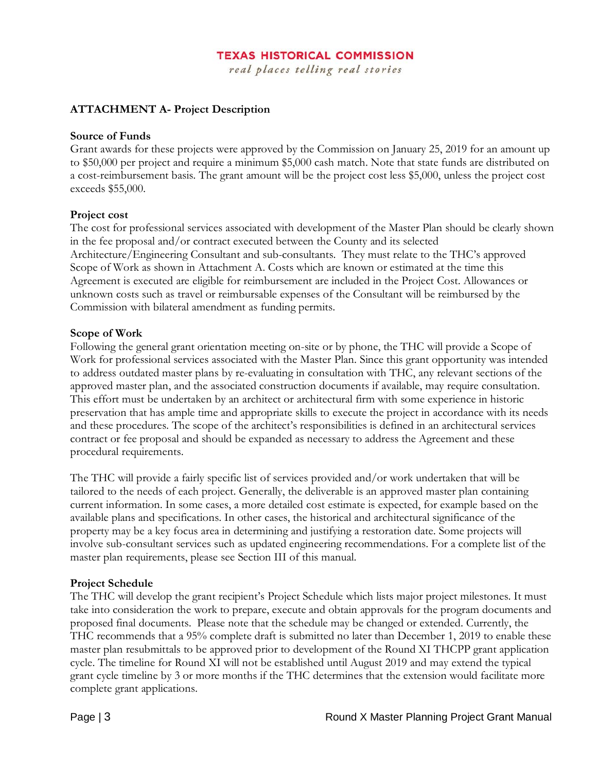**ATTACHMENT A- Project Description**

**Source of Funds**

Grant awards for these projects were approved by the Commission on January 25, 2019 for an amount up to $50,000 per project and require a minimum $5,000 cash match. Note that state funds are distributed on a cost-reimbursement basis. The grant amount will be the project cost less $5,000, unless the project cost exceeds $55,000.

**Project cost**

The cost for professional services associated with development of the Master Plan should be clearly shown in the fee proposal and/or contract executed between the County and its selected Architecture/Engineering Consultant and sub-consultants. They must relate to the THC's approved Scope of Work as shown in Attachment A. Costs which are known or estimated at the time this Agreement is executed are eligible for reimbursement are included in the Project Cost. Allowances or unknown costs such as travel or reimbursable expenses of the Consultant will be reimbursed by the Commission with bilateral amendment as funding permits.

**Scope of Work**

Following the general grant orientation meeting on-site or by phone, the THC will provide a Scope of Work for professional services associated with the Master Plan. Since this grant opportunity was intended to address outdated master plans by re-evaluating in consultation with THC, any relevant sections of the approved master plan, and the associated construction documents if available, may require consultation. This effort must be undertaken by an architect or architectural firm with some experience in historic preservation that has ample time and appropriate skills to execute the project in accordance with its needs and these procedures. The scope of the architect's responsibilities is defined in an architectural services contract or fee proposal and should be expanded as necessary to address the Agreement and these procedural requirements.

The THC will provide a fairly specific list of services provided and/or work undertaken that will be tailored to the needs of each project. Generally, the deliverable is an approved master plan containing current information. In some cases, a more detailed cost estimate is expected, for example based on the available plans and specifications. In other cases, the historical and architectural significance of the property may be a key focus area in determining and justifying a restoration date. Some projects will involve sub-consultant services such as updated engineering recommendations. For a complete list of the master plan requirements, please see Section III of this manual.

**Project Schedule**

The THC will develop the grant recipient's Project Schedule which lists major project milestones. It must take into consideration the work to prepare, execute and obtain approvals for the program documents and proposed final documents. Please note that the schedule may be changed or extended. Currently, the THC recommends that a 95% complete draft is submitted no later than December 1, 2019 to enable these master plan resubmittals to be approved prior to development of the Round XI THCPP grant application cycle. The timeline for Round XI will not be established until August 2019 and may extend the typical grant cycle timeline by 3 or more months if the THC determines that the extension would facilitate more complete grant applications.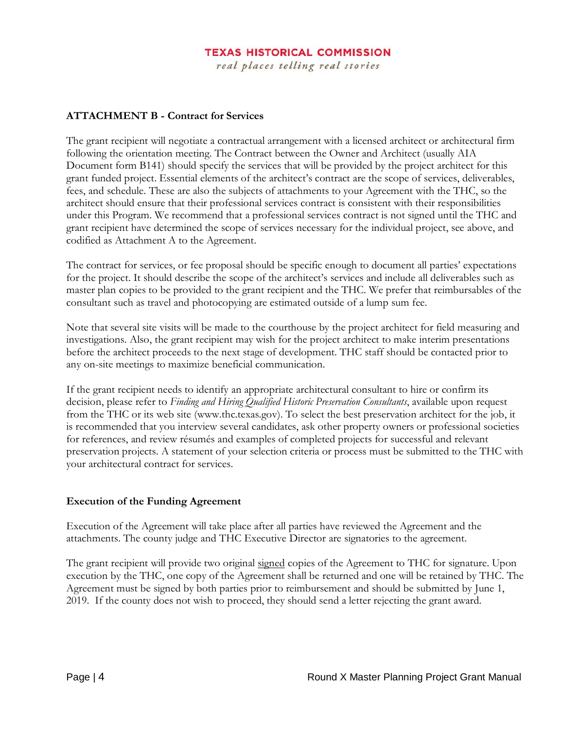**ATTACHMENT B - Contract for Services**

The grant recipient will negotiate a contractual arrangement with a licensed architect or architectural firm following the orientation meeting. The Contract between the Owner and Architect (usually AIA Document form B141) should specify the services that will be provided by the project architect for this grant funded project. Essential elements of the architect's contract are the scope of services, deliverables, fees, and schedule. These are also the subjects of attachments to your Agreement with the THC, so the architect should ensure that their professional services contract is consistent with their responsibilities under this Program. We recommend that a professional services contract is not signed until the THC and grant recipient have determined the scope of services necessary for the individual project, see above, and codified as Attachment A to the Agreement.

The contract for services, or fee proposal should be specific enough to document all parties' expectations for the project. It should describe the scope of the architect's services and include all deliverables such as master plan copies to be provided to the grant recipient and the THC. We prefer that reimbursables of the consultant such as travel and photocopying are estimated outside of a lump sum fee.

Note that several site visits will be made to the courthouse by the project architect for field measuring and investigations. Also, the grant recipient may wish for the project architect to make interim presentations before the architect proceeds to the next stage of development. THC staff should be contacted prior to any on-site meetings to maximize beneficial communication.

If the grant recipient needs to identify an appropriate architectural consultant to hire or confirm its decision, please refer to *Finding and Hiring Qualified Historic Preservation Consultants*, available upon request from the THC or its web site (www.thc.texas.gov). To select the best preservation architect for the job, it is recommended that you interview several candidates, ask other property owners or professional societies for references, and review résumés and examples of completed projects for successful and relevant preservation projects. A statement of your selection criteria or process must be submitted to the THC with your architectural contract for services.

**Execution of the Funding Agreement**

Execution of the Agreement will take place after all parties have reviewed the Agreement and the attachments. The county judge and THC Executive Director are signatories to the agreement.

The grant recipient will provide two original signed copies of the Agreement to THC for signature. Upon execution by the THC, one copy of the Agreement shall be returned and one will be retained by THC. The Agreement must be signed by both parties prior to reimbursement and should be submitted by June 1, 2019. If the county does not wish to proceed, they should send a letter rejecting the grant award.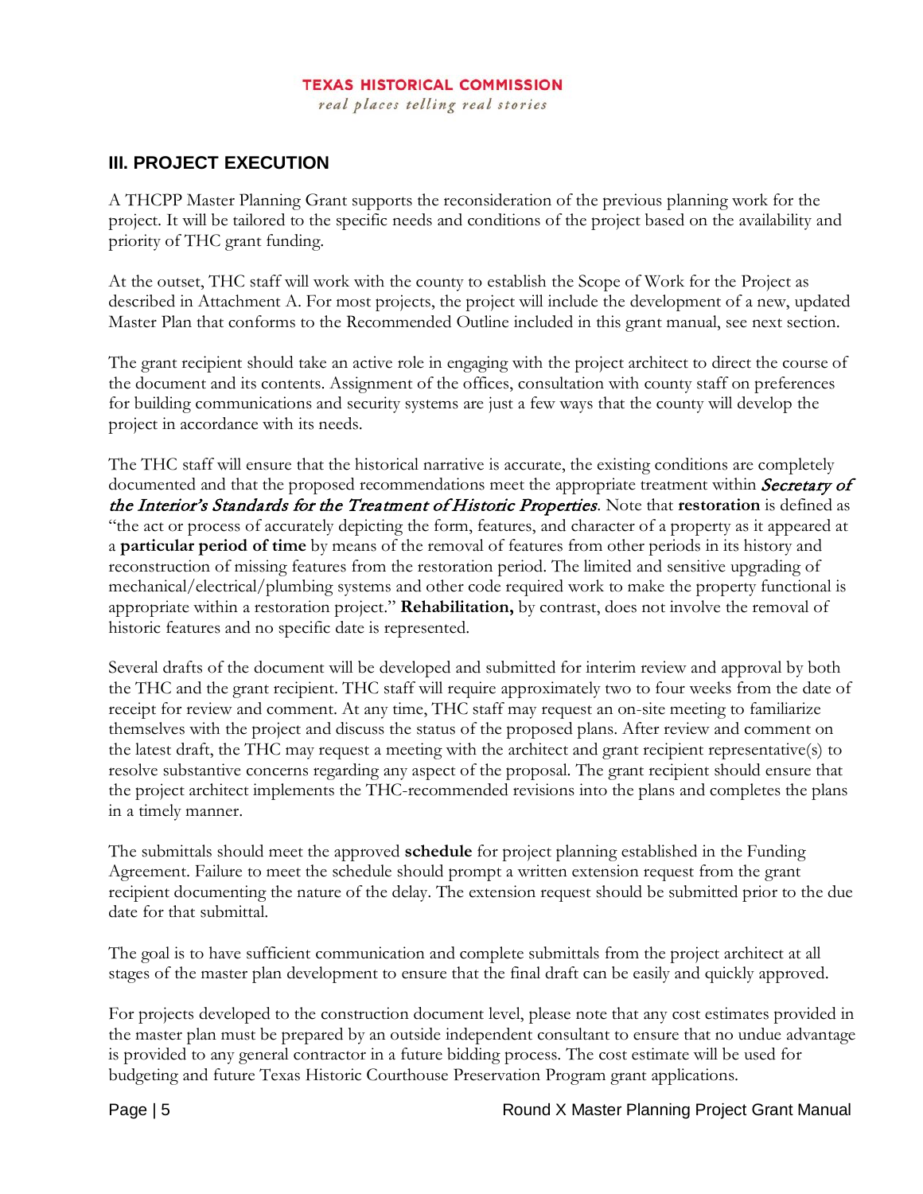## III. PROJECT EXECUTION

A THCPP Master Planning Grant supports the reconsideration of the previous planning work for the project. It will be tailored to the specific needs and conditions of the project based on the availability and priority of THC grant funding.

At the outset, THC staff will work with the county to establish the Scope of Work for the Project as described in Attachment A. For most projects, the project will include the development of a new, updated Master Plan that conforms to the Recommended Outline included in this grant manual, see next section.

The grant recipient should take an active role in engaging with the project architect to direct the course of the document and its contents. Assignment of the offices, consultation with county staff on preferences for building communications and security systems are just a few ways that the county will develop the project in accordance with its needs.

The THC staff will ensure that the historical narrative is accurate, the existing conditions are completely documented and that the proposed recommendations meet the appropriate treatment within ***Secretary of the Interior's Standards for the Treatment of Historic Properties***. Note that **restoration** is defined as "the act or process of accurately depicting the form, features, and character of a property as it appeared at a **particular period of time** by means of the removal of features from other periods in its history and reconstruction of missing features from the restoration period. The limited and sensitive upgrading of mechanical/electrical/plumbing systems and other code required work to make the property functional is appropriate within a restoration project." **Rehabilitation,** by contrast, does not involve the removal of historic features and no specific date is represented.

Several drafts of the document will be developed and submitted for interim review and approval by both the THC and the grant recipient. THC staff will require approximately two to four weeks from the date of receipt for review and comment. At any time, THC staff may request an on-site meeting to familiarize themselves with the project and discuss the status of the proposed plans. After review and comment on the latest draft, the THC may request a meeting with the architect and grant recipient representative(s) to resolve substantive concerns regarding any aspect of the proposal. The grant recipient should ensure that the project architect implements the THC-recommended revisions into the plans and completes the plans in a timely manner.

The submittals should meet the approved **schedule** for project planning established in the Funding Agreement. Failure to meet the schedule should prompt a written extension request from the grant recipient documenting the nature of the delay. The extension request should be submitted prior to the due date for that submittal.

The goal is to have sufficient communication and complete submittals from the project architect at all stages of the master plan development to ensure that the final draft can be easily and quickly approved.

For projects developed to the construction document level, please note that any cost estimates provided in the master plan must be prepared by an outside independent consultant to ensure that no undue advantage is provided to any general contractor in a future bidding process. The cost estimate will be used for budgeting and future Texas Historic Courthouse Preservation Program grant applications.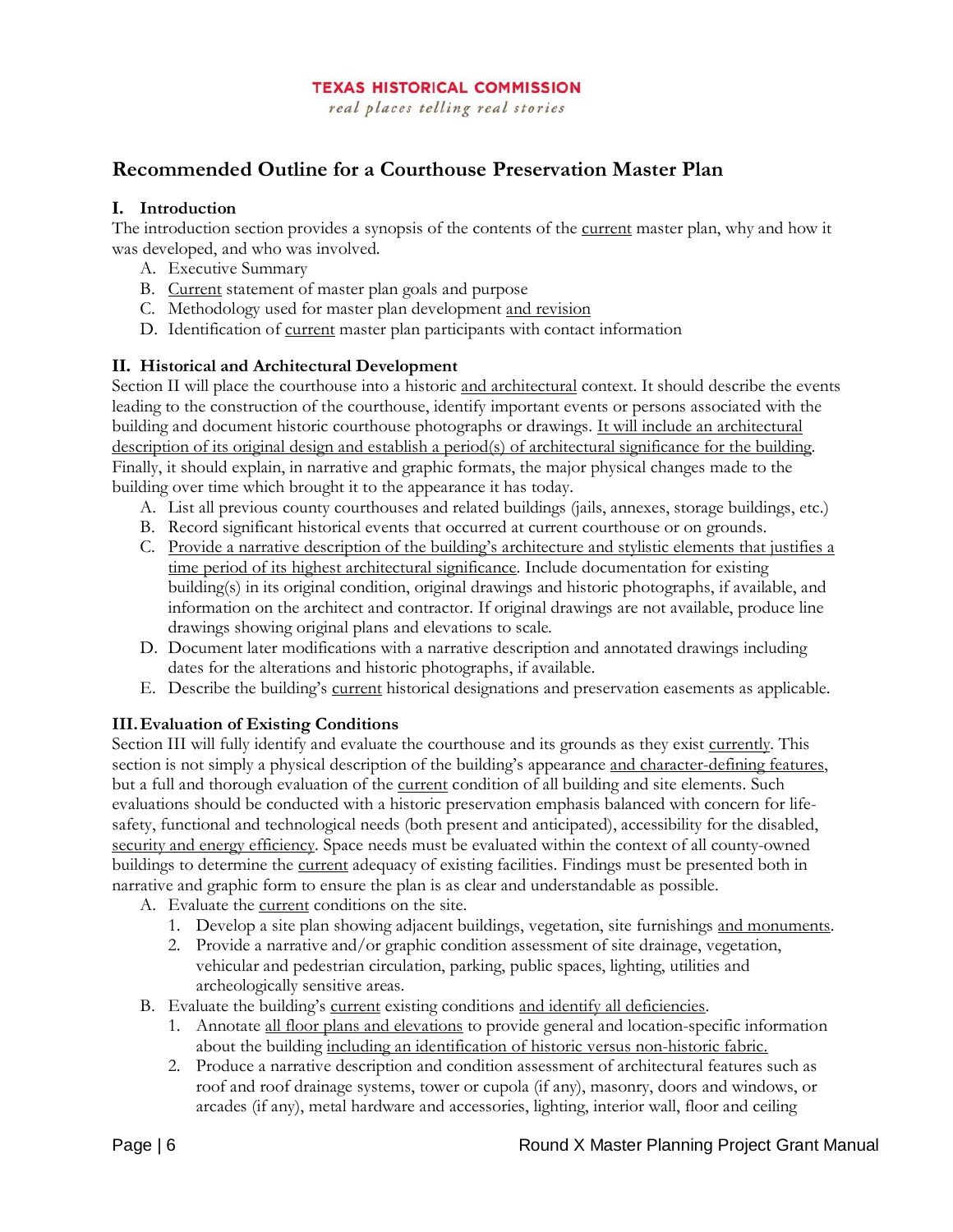TEXAS HISTORICAL COMMISSION

*real places telling real stories*

## Recommended Outline for a Courthouse Preservation Master Plan

### I. Introduction

The introduction section provides a synopsis of the contents of the current master plan, why and how it was developed, and who was involved.

A. Executive Summary
B. Current statement of master plan goals and purpose
C. Methodology used for master plan development and revision
D. Identification of current master plan participants with contact information

### II. Historical and Architectural Development

Section II will place the courthouse into a historic and architectural context. It should describe the events leading to the construction of the courthouse, identify important events or persons associated with the building and document historic courthouse photographs or drawings. It will include an architectural description of its original design and establish a period(s) of architectural significance for the building. Finally, it should explain, in narrative and graphic formats, the major physical changes made to the building over time which brought it to the appearance it has today.

A. List all previous county courthouses and related buildings (jails, annexes, storage buildings, etc.)
B. Record significant historical events that occurred at current courthouse or on grounds.
C. Provide a narrative description of the building's architecture and stylistic elements that justifies a time period of its highest architectural significance. Include documentation for existing building(s) in its original condition, original drawings and historic photographs, if available, and information on the architect and contractor. If original drawings are not available, produce line drawings showing original plans and elevations to scale.
D. Document later modifications with a narrative description and annotated drawings including dates for the alterations and historic photographs, if available.
E. Describe the building's current historical designations and preservation easements as applicable.

### III. Evaluation of Existing Conditions

Section III will fully identify and evaluate the courthouse and its grounds as they exist currently. This section is not simply a physical description of the building's appearance and character-defining features, but a full and thorough evaluation of the current condition of all building and site elements. Such evaluations should be conducted with a historic preservation emphasis balanced with concern for life-safety, functional and technological needs (both present and anticipated), accessibility for the disabled, security and energy efficiency. Space needs must be evaluated within the context of all county-owned buildings to determine the current adequacy of existing facilities. Findings must be presented both in narrative and graphic form to ensure the plan is as clear and understandable as possible.

A. Evaluate the current conditions on the site.
   1. Develop a site plan showing adjacent buildings, vegetation, site furnishings and monuments.
   2. Provide a narrative and/or graphic condition assessment of site drainage, vegetation, vehicular and pedestrian circulation, parking, public spaces, lighting, utilities and archeologically sensitive areas.
B. Evaluate the building's current existing conditions and identify all deficiencies.
   1. Annotate all floor plans and elevations to provide general and location-specific information about the building including an identification of historic versus non-historic fabric.
   2. Produce a narrative description and condition assessment of architectural features such as roof and roof drainage systems, tower or cupola (if any), masonry, doors and windows, or arcades (if any), metal hardware and accessories, lighting, interior wall, floor and ceiling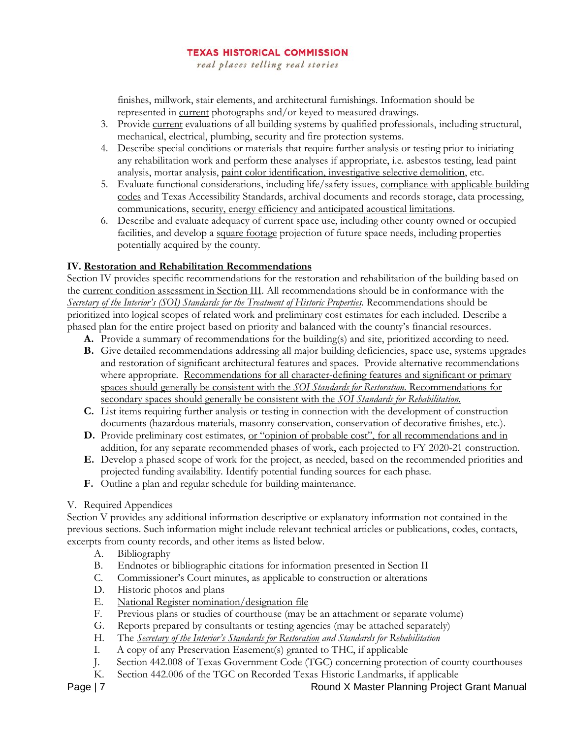finishes, millwork, stair elements, and architectural furnishings. Information should be represented in <u>current</u> photographs and/or keyed to measured drawings.

3. Provide <u>current</u> evaluations of all building systems by qualified professionals, including structural, mechanical, electrical, plumbing, security and fire protection systems.
4. Describe special conditions or materials that require further analysis or testing prior to initiating any rehabilitation work and perform these analyses if appropriate, i.e. asbestos testing, lead paint analysis, mortar analysis, <u>paint color identification, investigative selective demolition</u>, etc.
5. Evaluate functional considerations, including life/safety issues, <u>compliance with applicable building codes</u> and Texas Accessibility Standards, archival documents and records storage, data processing, communications, <u>security, energy efficiency and anticipated acoustical limitations</u>.
6. Describe and evaluate adequacy of current space use, including other county owned or occupied facilities, and develop a <u>square footage</u> projection of future space needs, including properties potentially acquired by the county.

**IV. <u>Restoration and Rehabilitation Recommendations</u>**

Section IV provides specific recommendations for the restoration and rehabilitation of the building based on the <u>current condition assessment in Section III</u>. All recommendations should be in conformance with the <u>*Secretary of the Interior's (SOI) Standards for the Treatment of Historic Properties*</u>. Recommendations should be prioritized <u>into logical scopes of related work</u> and preliminary cost estimates for each included. Describe a phased plan for the entire project based on priority and balanced with the county's financial resources.

- **A.** Provide a summary of recommendations for the building(s) and site, prioritized according to need.
- **B.** Give detailed recommendations addressing all major building deficiencies, space use, systems upgrades and restoration of significant architectural features and spaces. Provide alternative recommendations where appropriate. <u>Recommendations for all character-defining features and significant or primary spaces should generally be consistent with the *SOI Standards for Restoration.* Recommendations for secondary spaces should generally be consistent with the *SOI Standards for Rehabilitation.*</u>
- **C.** List items requiring further analysis or testing in connection with the development of construction documents (hazardous materials, masonry conservation, conservation of decorative finishes, etc.).
- **D.** Provide preliminary cost estimates, <u>or "opinion of probable cost", for all recommendations and in addition, for any separate recommended phases of work, each projected to FY 2020-21 construction.</u>
- **E.** Develop a phased scope of work for the project, as needed, based on the recommended priorities and projected funding availability. Identify potential funding sources for each phase.
- **F.** Outline a plan and regular schedule for building maintenance.

V. Required Appendices

Section V provides any additional information descriptive or explanatory information not contained in the previous sections. Such information might include relevant technical articles or publications, codes, contacts, excerpts from county records, and other items as listed below.

- A. Bibliography
- B. Endnotes or bibliographic citations for information presented in Section II
- C. Commissioner's Court minutes, as applicable to construction or alterations
- D. Historic photos and plans
- E. <u>National Register nomination/designation file</u>
- F. Previous plans or studies of courthouse (may be an attachment or separate volume)
- G. Reports prepared by consultants or testing agencies (may be attached separately)
- H. The <u>*Secretary of the Interior's Standards for Restoration*</u> *and Standards for Rehabilitation*
- I. A copy of any Preservation Easement(s) granted to THC, if applicable
- J. Section 442.008 of Texas Government Code (TGC) concerning protection of county courthouses
- K. Section 442.006 of the TGC on Recorded Texas Historic Landmarks, if applicable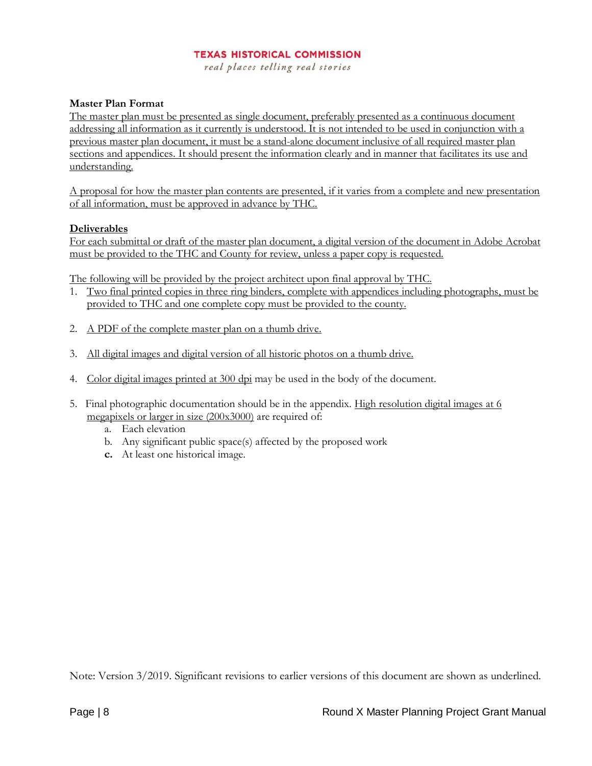**Master Plan Format**

The master plan must be presented as single document, preferably presented as a continuous document addressing all information as it currently is understood. It is not intended to be used in conjunction with a previous master plan document, it must be a stand-alone document inclusive of all required master plan sections and appendices. It should present the information clearly and in manner that facilitates its use and understanding.

A proposal for how the master plan contents are presented, if it varies from a complete and new presentation of all information, must be approved in advance by THC.

**Deliverables**

For each submittal or draft of the master plan document, a digital version of the document in Adobe Acrobat must be provided to the THC and County for review, unless a paper copy is requested.

The following will be provided by the project architect upon final approval by THC.

1. Two final printed copies in three ring binders, complete with appendices including photographs, must be provided to THC and one complete copy must be provided to the county.
2. A PDF of the complete master plan on a thumb drive.
3. All digital images and digital version of all historic photos on a thumb drive.
4. Color digital images printed at 300 dpi may be used in the body of the document.
5. Final photographic documentation should be in the appendix. High resolution digital images at 6 megapixels or larger in size (200x3000) are required of:
   a. Each elevation
   b. Any significant public space(s) affected by the proposed work
   c. At least one historical image.

Note: Version 3/2019. Significant revisions to earlier versions of this document are shown as underlined.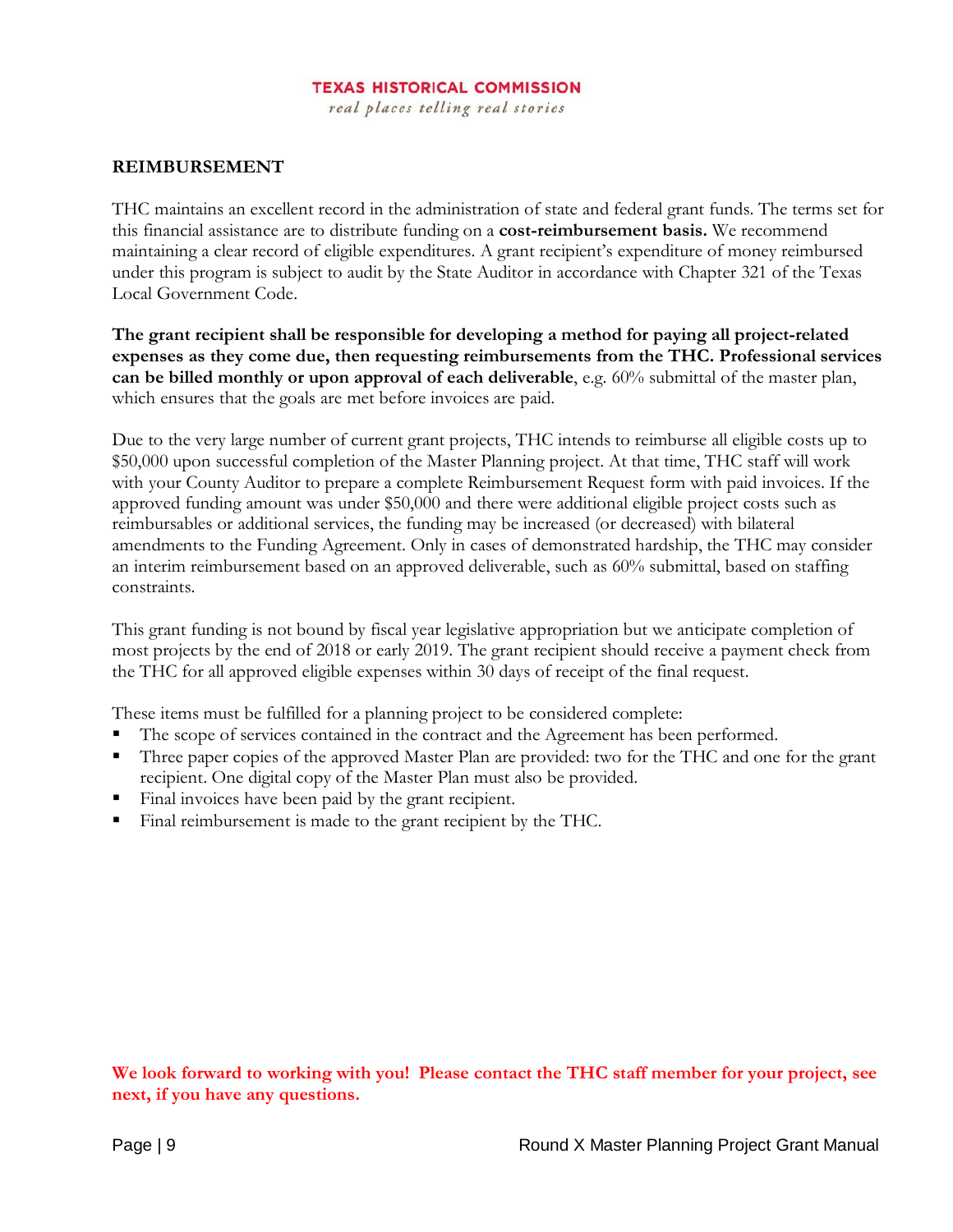## REIMBURSEMENT

THC maintains an excellent record in the administration of state and federal grant funds. The terms set for this financial assistance are to distribute funding on a **cost-reimbursement basis.** We recommend maintaining a clear record of eligible expenditures. A grant recipient's expenditure of money reimbursed under this program is subject to audit by the State Auditor in accordance with Chapter 321 of the Texas Local Government Code.

**The grant recipient shall be responsible for developing a method for paying all project-related expenses as they come due, then requesting reimbursements from the THC. Professional services can be billed monthly or upon approval of each deliverable**, e.g. 60% submittal of the master plan, which ensures that the goals are met before invoices are paid.

Due to the very large number of current grant projects, THC intends to reimburse all eligible costs up to $50,000 upon successful completion of the Master Planning project. At that time, THC staff will work with your County Auditor to prepare a complete Reimbursement Request form with paid invoices. If the approved funding amount was under $50,000 and there were additional eligible project costs such as reimbursables or additional services, the funding may be increased (or decreased) with bilateral amendments to the Funding Agreement. Only in cases of demonstrated hardship, the THC may consider an interim reimbursement based on an approved deliverable, such as 60% submittal, based on staffing constraints.

This grant funding is not bound by fiscal year legislative appropriation but we anticipate completion of most projects by the end of 2018 or early 2019. The grant recipient should receive a payment check from the THC for all approved eligible expenses within 30 days of receipt of the final request.

These items must be fulfilled for a planning project to be considered complete:

- The scope of services contained in the contract and the Agreement has been performed.
- Three paper copies of the approved Master Plan are provided: two for the THC and one for the grant recipient. One digital copy of the Master Plan must also be provided.
- Final invoices have been paid by the grant recipient.
- Final reimbursement is made to the grant recipient by the THC.

**We look forward to working with you! Please contact the THC staff member for your project, see next, if you have any questions.**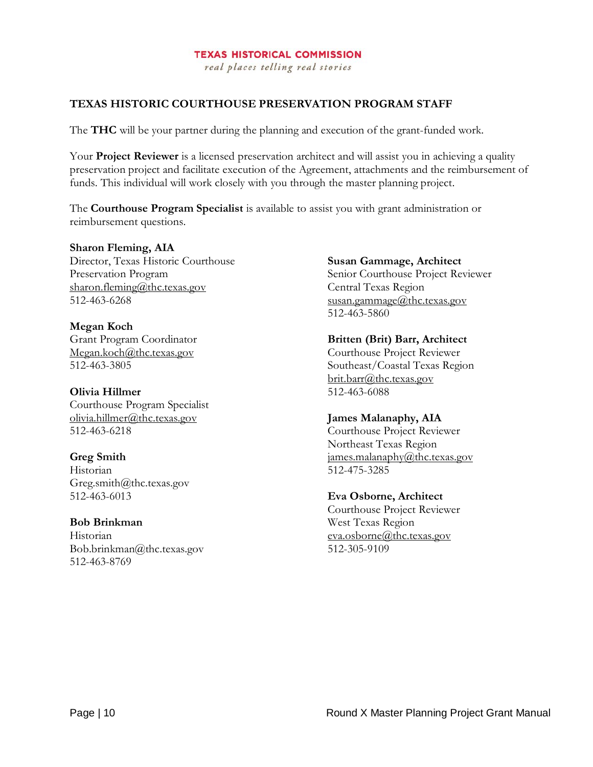TEXAS HISTORICAL COMMISSION

*real places telling real stories*

## TEXAS HISTORIC COURTHOUSE PRESERVATION PROGRAM STAFF

The **THC** will be your partner during the planning and execution of the grant-funded work.

Your **Project Reviewer** is a licensed preservation architect and will assist you in achieving a quality preservation project and facilitate execution of the Agreement, attachments and the reimbursement of funds. This individual will work closely with you through the master planning project.

The **Courthouse Program Specialist** is available to assist you with grant administration or reimbursement questions.

**Sharon Fleming, AIA**
Director, Texas Historic Courthouse Preservation Program
sharon.fleming@thc.texas.gov
512-463-6268

**Megan Koch**
Grant Program Coordinator
Megan.koch@thc.texas.gov
512-463-3805

**Olivia Hillmer**
Courthouse Program Specialist
olivia.hillmer@thc.texas.gov
512-463-6218

**Greg Smith**
Historian
Greg.smith@thc.texas.gov
512-463-6013

**Bob Brinkman**
Historian
Bob.brinkman@thc.texas.gov
512-463-8769

**Susan Gammage, Architect**
Senior Courthouse Project Reviewer
Central Texas Region
susan.gammage@thc.texas.gov
512-463-5860

**Britten (Brit) Barr, Architect**
Courthouse Project Reviewer
Southeast/Coastal Texas Region
brit.barr@thc.texas.gov
512-463-6088

**James Malanaphy, AIA**
Courthouse Project Reviewer
Northeast Texas Region
james.malanaphy@thc.texas.gov
512-475-3285

**Eva Osborne, Architect**
Courthouse Project Reviewer
West Texas Region
eva.osborne@thc.texas.gov
512-305-9109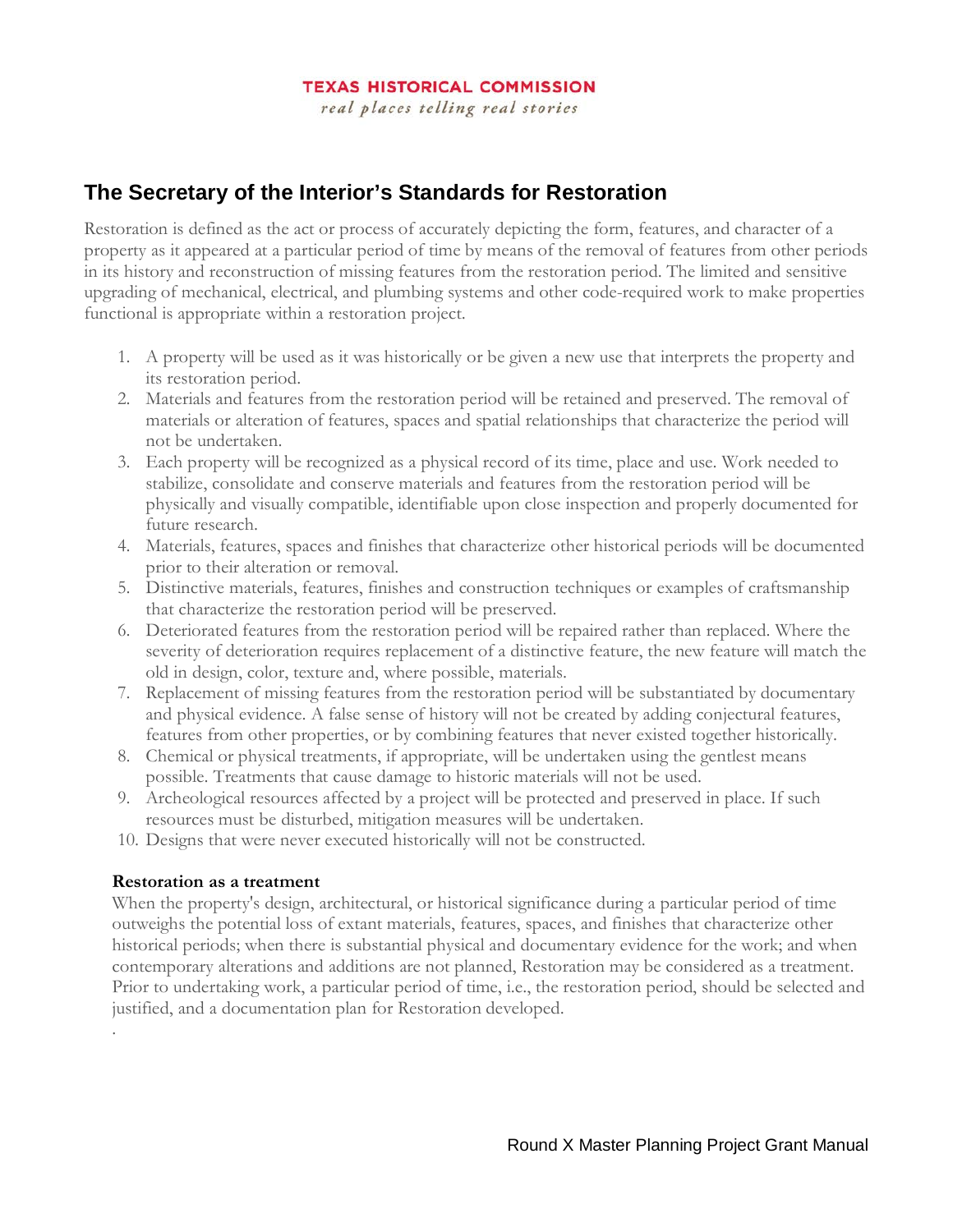# The Secretary of the Interior's Standards for Restoration

Restoration is defined as the act or process of accurately depicting the form, features, and character of a property as it appeared at a particular period of time by means of the removal of features from other periods in its history and reconstruction of missing features from the restoration period. The limited and sensitive upgrading of mechanical, electrical, and plumbing systems and other code-required work to make properties functional is appropriate within a restoration project.

1. A property will be used as it was historically or be given a new use that interprets the property and its restoration period.
2. Materials and features from the restoration period will be retained and preserved. The removal of materials or alteration of features, spaces and spatial relationships that characterize the period will not be undertaken.
3. Each property will be recognized as a physical record of its time, place and use. Work needed to stabilize, consolidate and conserve materials and features from the restoration period will be physically and visually compatible, identifiable upon close inspection and properly documented for future research.
4. Materials, features, spaces and finishes that characterize other historical periods will be documented prior to their alteration or removal.
5. Distinctive materials, features, finishes and construction techniques or examples of craftsmanship that characterize the restoration period will be preserved.
6. Deteriorated features from the restoration period will be repaired rather than replaced. Where the severity of deterioration requires replacement of a distinctive feature, the new feature will match the old in design, color, texture and, where possible, materials.
7. Replacement of missing features from the restoration period will be substantiated by documentary and physical evidence. A false sense of history will not be created by adding conjectural features, features from other properties, or by combining features that never existed together historically.
8. Chemical or physical treatments, if appropriate, will be undertaken using the gentlest means possible. Treatments that cause damage to historic materials will not be used.
9. Archeological resources affected by a project will be protected and preserved in place. If such resources must be disturbed, mitigation measures will be undertaken.
10. Designs that were never executed historically will not be constructed.

**Restoration as a treatment**

When the property's design, architectural, or historical significance during a particular period of time outweighs the potential loss of extant materials, features, spaces, and finishes that characterize other historical periods; when there is substantial physical and documentary evidence for the work; and when contemporary alterations and additions are not planned, Restoration may be considered as a treatment. Prior to undertaking work, a particular period of time, i.e., the restoration period, should be selected and justified, and a documentation plan for Restoration developed.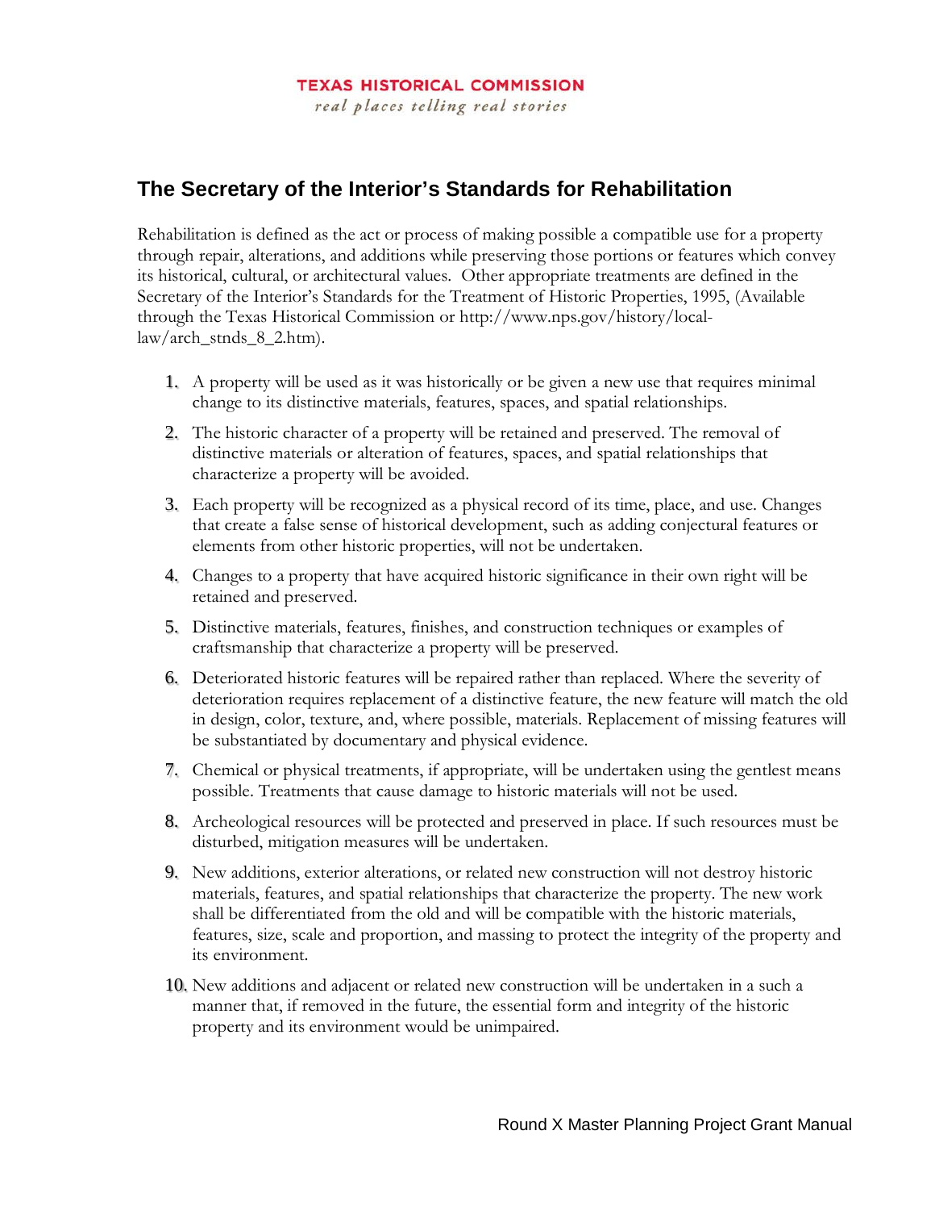TEXAS HISTORICAL COMMISSION

*real places telling real stories*

## The Secretary of the Interior's Standards for Rehabilitation

Rehabilitation is defined as the act or process of making possible a compatible use for a property through repair, alterations, and additions while preserving those portions or features which convey its historical, cultural, or architectural values. Other appropriate treatments are defined in the Secretary of the Interior's Standards for the Treatment of Historic Properties, 1995, (Available through the Texas Historical Commission or http://www.nps.gov/history/local-law/arch_stnds_8_2.htm).

1. A property will be used as it was historically or be given a new use that requires minimal change to its distinctive materials, features, spaces, and spatial relationships.
2. The historic character of a property will be retained and preserved. The removal of distinctive materials or alteration of features, spaces, and spatial relationships that characterize a property will be avoided.
3. Each property will be recognized as a physical record of its time, place, and use. Changes that create a false sense of historical development, such as adding conjectural features or elements from other historic properties, will not be undertaken.
4. Changes to a property that have acquired historic significance in their own right will be retained and preserved.
5. Distinctive materials, features, finishes, and construction techniques or examples of craftsmanship that characterize a property will be preserved.
6. Deteriorated historic features will be repaired rather than replaced. Where the severity of deterioration requires replacement of a distinctive feature, the new feature will match the old in design, color, texture, and, where possible, materials. Replacement of missing features will be substantiated by documentary and physical evidence.
7. Chemical or physical treatments, if appropriate, will be undertaken using the gentlest means possible. Treatments that cause damage to historic materials will not be used.
8. Archeological resources will be protected and preserved in place. If such resources must be disturbed, mitigation measures will be undertaken.
9. New additions, exterior alterations, or related new construction will not destroy historic materials, features, and spatial relationships that characterize the property. The new work shall be differentiated from the old and will be compatible with the historic materials, features, size, scale and proportion, and massing to protect the integrity of the property and its environment.
10. New additions and adjacent or related new construction will be undertaken in a such a manner that, if removed in the future, the essential form and integrity of the historic property and its environment would be unimpaired.